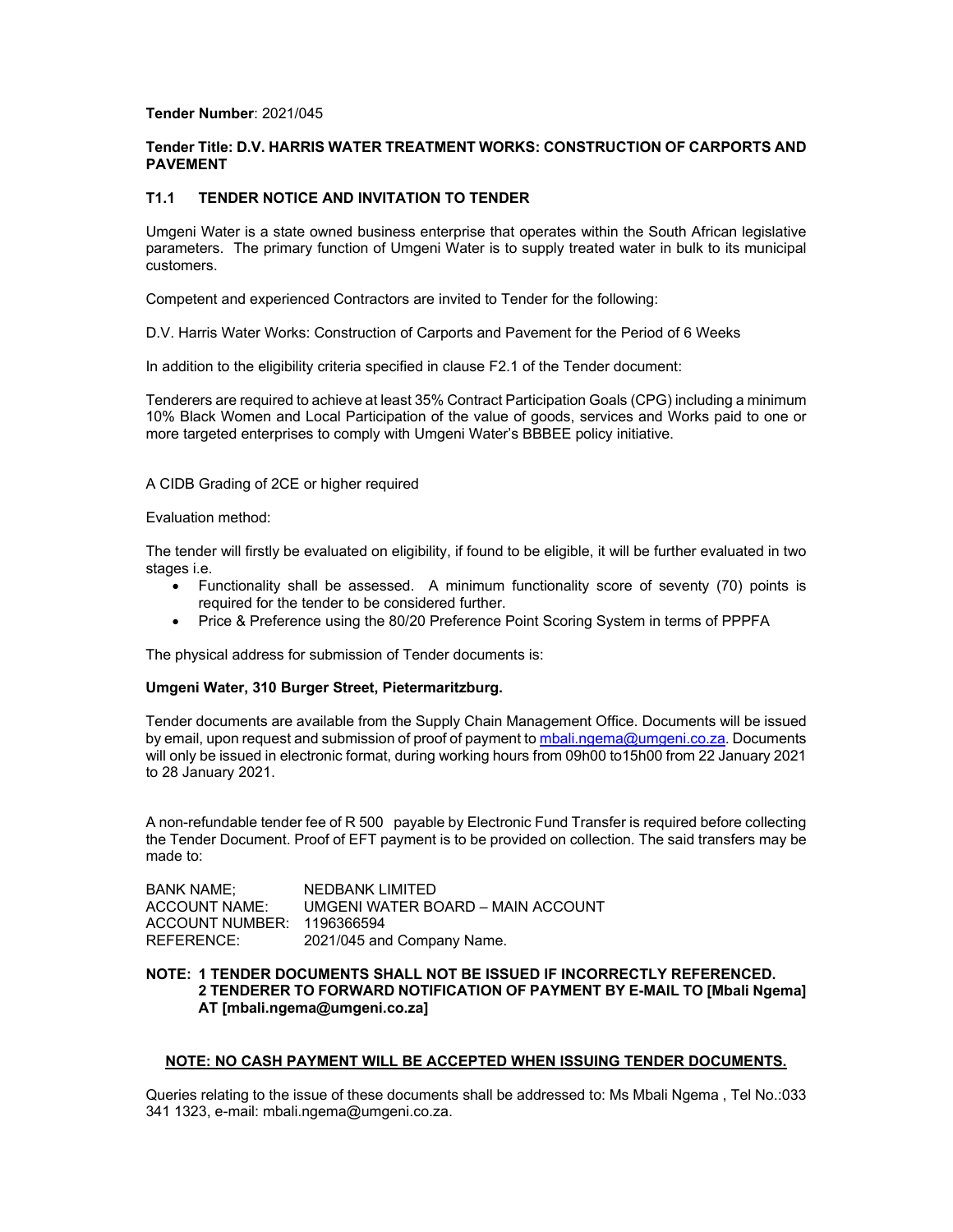**Tender Number**: 2021/045

**Tender Title: D.V. HARRIS WATER TREATMENT WORKS: CONSTRUCTION OF CARPORTS AND PAVEMENT**

## T1.1 TENDER NOTICE AND INVITATION TO TENDER

Umgeni Water is a state owned business enterprise that operates within the South African legislative parameters. The primary function of Umgeni Water is to supply treated water in bulk to its municipal customers.

Competent and experienced Contractors are invited to Tender for the following:

D.V. Harris Water Works: Construction of Carports and Pavement for the Period of 6 Weeks

In addition to the eligibility criteria specified in clause F2.1 of the Tender document:

Tenderers are required to achieve at least 35% Contract Participation Goals (CPG) including a minimum 10% Black Women and Local Participation of the value of goods, services and Works paid to one or more targeted enterprises to comply with Umgeni Water's BBBEE policy initiative.

A CIDB Grading of 2CE or higher required

Evaluation method:

The tender will firstly be evaluated on eligibility, if found to be eligible, it will be further evaluated in two stages i.e.

- Functionality shall be assessed. A minimum functionality score of seventy (70) points is required for the tender to be considered further.
- Price & Preference using the 80/20 Preference Point Scoring System in terms of PPPFA

The physical address for submission of Tender documents is:

**Umgeni Water, 310 Burger Street, Pietermaritzburg.**

Tender documents are available from the Supply Chain Management Office. Documents will be issued by email, upon request and submission of proof of payment to mbali.ngema@umgeni.co.za. Documents will only be issued in electronic format, during working hours from 09h00 to15h00 from 22 January 2021 to 28 January 2021.

A non-refundable tender fee of R 500 payable by Electronic Fund Transfer is required before collecting the Tender Document. Proof of EFT payment is to be provided on collection. The said transfers may be made to:

| | |
|---|---|
| BANK NAME; | NEDBANK LIMITED |
| ACCOUNT NAME: | UMGENI WATER BOARD – MAIN ACCOUNT |
| ACCOUNT NUMBER: | 1196366594 |
| REFERENCE: | 2021/045 and Company Name. |

**NOTE: 1 TENDER DOCUMENTS SHALL NOT BE ISSUED IF INCORRECTLY REFERENCED.**
**2 TENDERER TO FORWARD NOTIFICATION OF PAYMENT BY E-MAIL TO [Mbali Ngema] AT [mbali.ngema@umgeni.co.za]**

**NOTE: NO CASH PAYMENT WILL BE ACCEPTED WHEN ISSUING TENDER DOCUMENTS.**

Queries relating to the issue of these documents shall be addressed to: Ms Mbali Ngema , Tel No.:033 341 1323, e-mail: mbali.ngema@umgeni.co.za.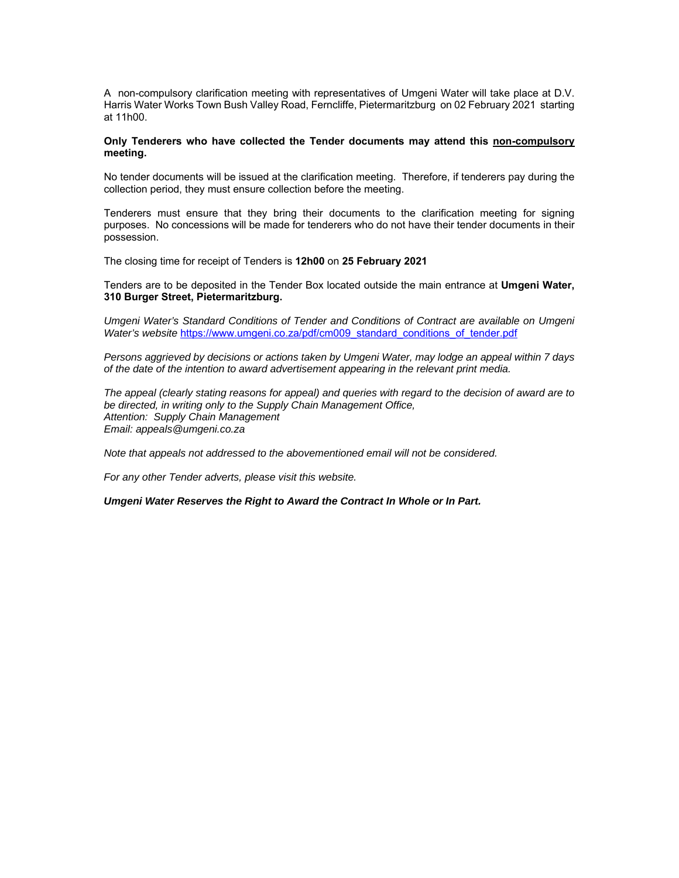A non-compulsory clarification meeting with representatives of Umgeni Water will take place at D.V. Harris Water Works Town Bush Valley Road, Ferncliffe, Pietermaritzburg on 02 February 2021 starting at 11h00.

**Only Tenderers who have collected the Tender documents may attend this <u>non-compulsory</u> meeting.**

No tender documents will be issued at the clarification meeting. Therefore, if tenderers pay during the collection period, they must ensure collection before the meeting.

Tenderers must ensure that they bring their documents to the clarification meeting for signing purposes. No concessions will be made for tenderers who do not have their tender documents in their possession.

The closing time for receipt of Tenders is **12h00** on **25 February 2021**

Tenders are to be deposited in the Tender Box located outside the main entrance at **Umgeni Water, 310 Burger Street, Pietermaritzburg.**

*Umgeni Water's Standard Conditions of Tender and Conditions of Contract are available on Umgeni Water's website* [https://www.umgeni.co.za/pdf/cm009_standard_conditions_of_tender.pdf](https://www.umgeni.co.za/pdf/cm009_standard_conditions_of_tender.pdf)

*Persons aggrieved by decisions or actions taken by Umgeni Water, may lodge an appeal within 7 days of the date of the intention to award advertisement appearing in the relevant print media.*

*The appeal (clearly stating reasons for appeal) and queries with regard to the decision of award are to be directed, in writing only to the Supply Chain Management Office,*
*Attention: Supply Chain Management*
*Email: appeals@umgeni.co.za*

*Note that appeals not addressed to the abovementioned email will not be considered.*

*For any other Tender adverts, please visit this website.*

***Umgeni Water Reserves the Right to Award the Contract In Whole or In Part.***